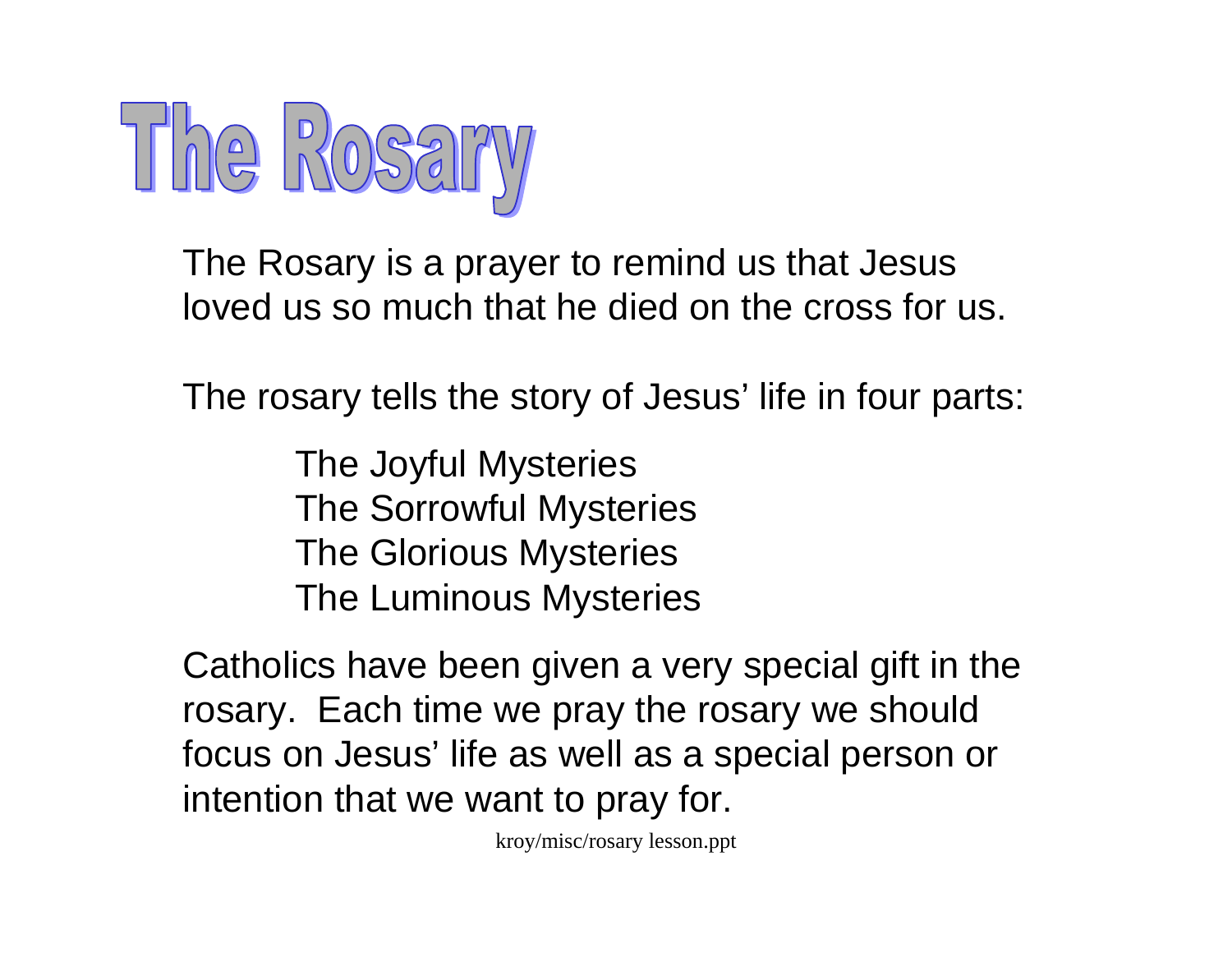# The Rosary

The Rosary is a prayer to remind us that Jesus loved us so much that he died on the cross for us.

The rosary tells the story of Jesus' life in four parts:

- The Joyful Mysteries
- The Sorrowful Mysteries
- The Glorious Mysteries
- The Luminous Mysteries

Catholics have been given a very special gift in the rosary. Each time we pray the rosary we should focus on Jesus' life as well as a special person or intention that we want to pray for.

kroy/misc/rosary lesson.ppt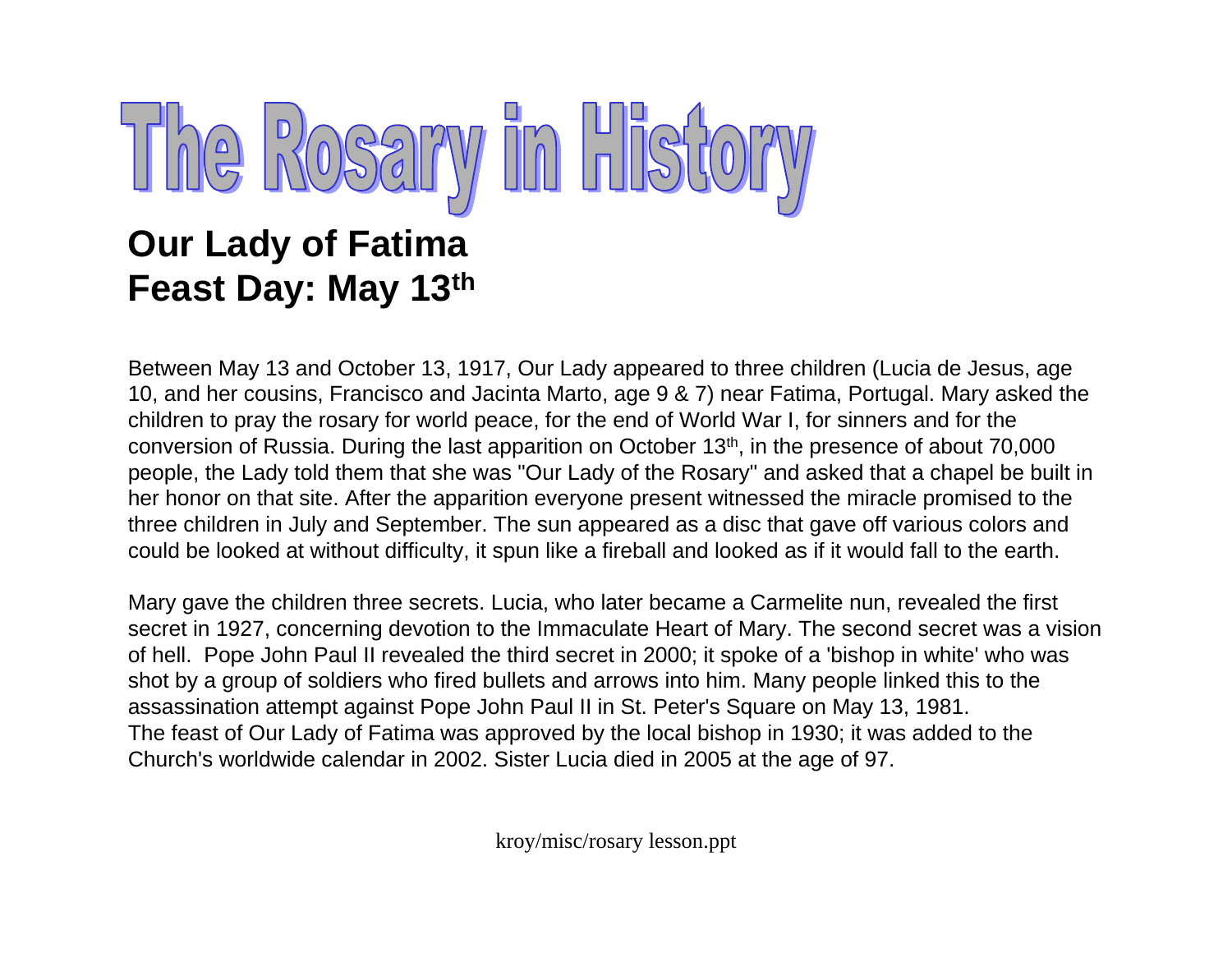# The Rosary in History

## Our Lady of Fatima
## Feast Day: May 13th

Between May 13 and October 13, 1917, Our Lady appeared to three children (Lucia de Jesus, age 10, and her cousins, Francisco and Jacinta Marto, age 9 & 7) near Fatima, Portugal. Mary asked the children to pray the rosary for world peace, for the end of World War I, for sinners and for the conversion of Russia. During the last apparition on October 13th, in the presence of about 70,000 people, the Lady told them that she was "Our Lady of the Rosary" and asked that a chapel be built in her honor on that site. After the apparition everyone present witnessed the miracle promised to the three children in July and September. The sun appeared as a disc that gave off various colors and could be looked at without difficulty, it spun like a fireball and looked as if it would fall to the earth.

Mary gave the children three secrets. Lucia, who later became a Carmelite nun, revealed the first secret in 1927, concerning devotion to the Immaculate Heart of Mary. The second secret was a vision of hell. Pope John Paul II revealed the third secret in 2000; it spoke of a 'bishop in white' who was shot by a group of soldiers who fired bullets and arrows into him. Many people linked this to the assassination attempt against Pope John Paul II in St. Peter's Square on May 13, 1981.
The feast of Our Lady of Fatima was approved by the local bishop in 1930; it was added to the Church's worldwide calendar in 2002. Sister Lucia died in 2005 at the age of 97.

kroy/misc/rosary lesson.ppt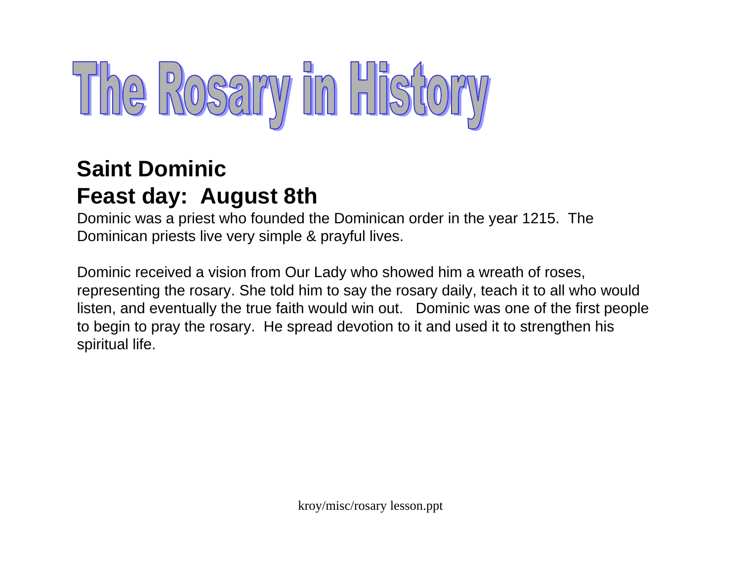# The Rosary in History

**Saint Dominic**
**Feast day: August 8th**

Dominic was a priest who founded the Dominican order in the year 1215. The Dominican priests live very simple & prayful lives.

Dominic received a vision from Our Lady who showed him a wreath of roses, representing the rosary. She told him to say the rosary daily, teach it to all who would listen, and eventually the true faith would win out. Dominic was one of the first people to begin to pray the rosary. He spread devotion to it and used it to strengthen his spiritual life.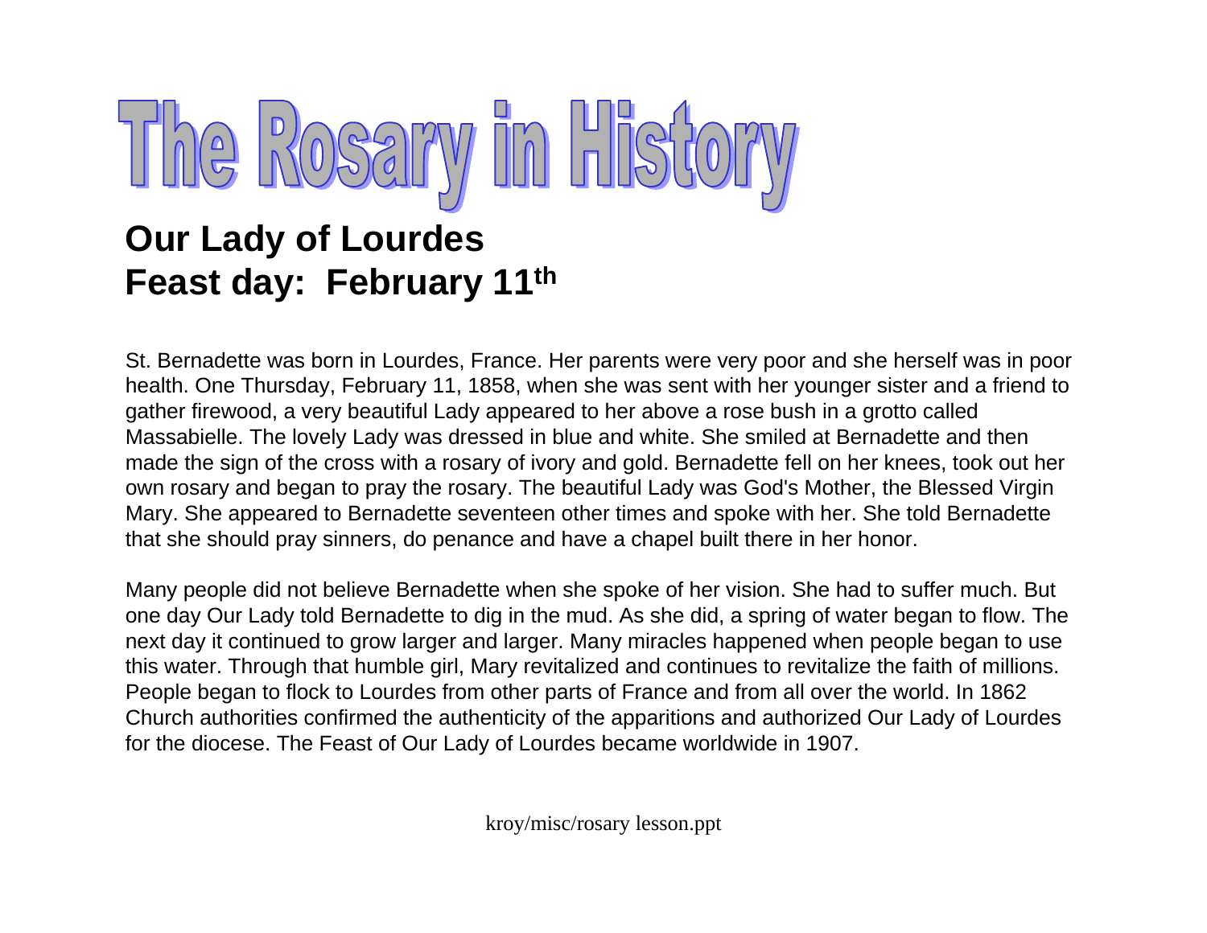# The Rosary in History

## Our Lady of Lourdes
## Feast day: February 11th

St. Bernadette was born in Lourdes, France. Her parents were very poor and she herself was in poor health. One Thursday, February 11, 1858, when she was sent with her younger sister and a friend to gather firewood, a very beautiful Lady appeared to her above a rose bush in a grotto called Massabielle. The lovely Lady was dressed in blue and white. She smiled at Bernadette and then made the sign of the cross with a rosary of ivory and gold. Bernadette fell on her knees, took out her own rosary and began to pray the rosary. The beautiful Lady was God's Mother, the Blessed Virgin Mary. She appeared to Bernadette seventeen other times and spoke with her. She told Bernadette that she should pray sinners, do penance and have a chapel built there in her honor.

Many people did not believe Bernadette when she spoke of her vision. She had to suffer much. But one day Our Lady told Bernadette to dig in the mud. As she did, a spring of water began to flow. The next day it continued to grow larger and larger. Many miracles happened when people began to use this water. Through that humble girl, Mary revitalized and continues to revitalize the faith of millions. People began to flock to Lourdes from other parts of France and from all over the world. In 1862 Church authorities confirmed the authenticity of the apparitions and authorized Our Lady of Lourdes for the diocese. The Feast of Our Lady of Lourdes became worldwide in 1907.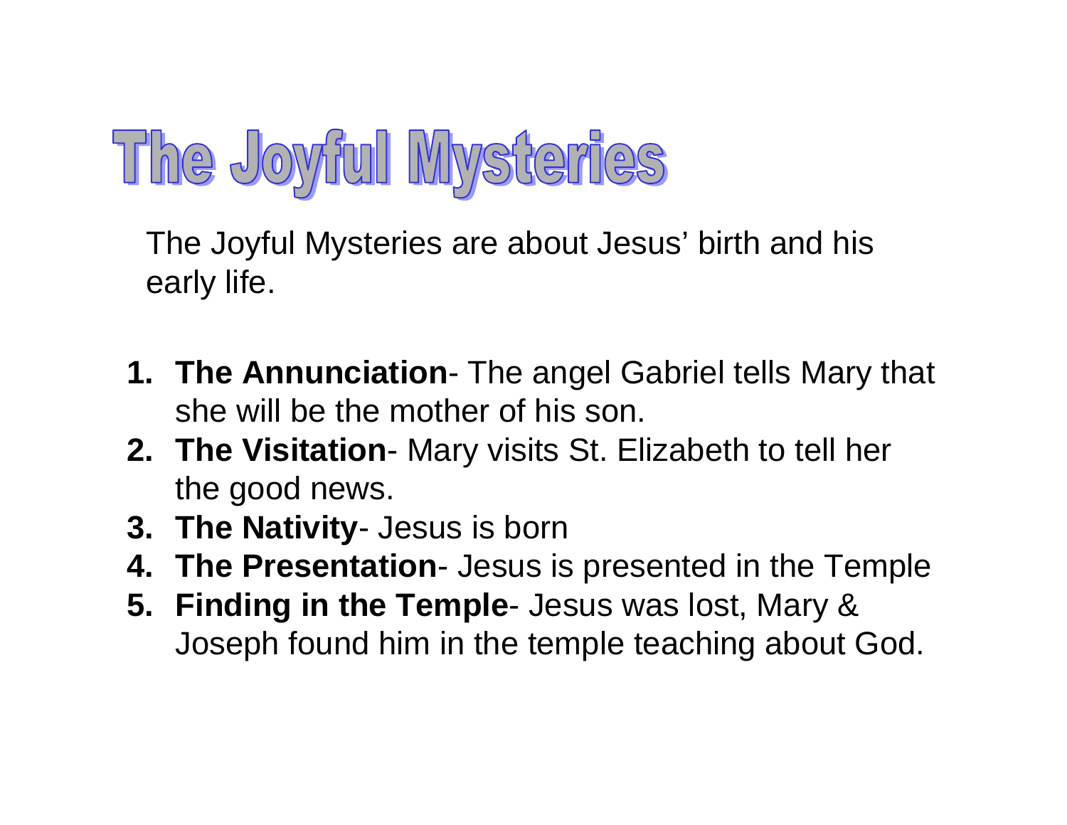# The Joyful Mysteries

The Joyful Mysteries are about Jesus' birth and his early life.

1. **The Annunciation**- The angel Gabriel tells Mary that she will be the mother of his son.
2. **The Visitation**- Mary visits St. Elizabeth to tell her the good news.
3. **The Nativity**- Jesus is born
4. **The Presentation**- Jesus is presented in the Temple
5. **Finding in the Temple**- Jesus was lost, Mary & Joseph found him in the temple teaching about God.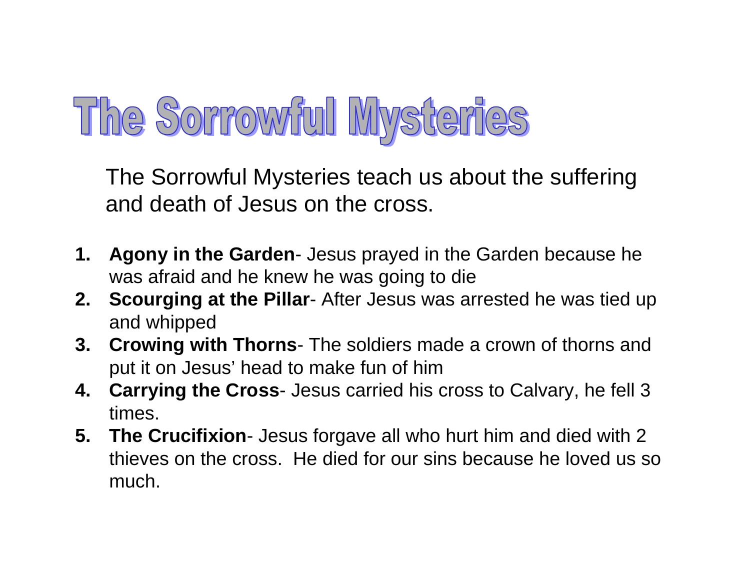# The Sorrowful Mysteries

The Sorrowful Mysteries teach us about the suffering and death of Jesus on the cross.

1. **Agony in the Garden**- Jesus prayed in the Garden because he was afraid and he knew he was going to die
2. **Scourging at the Pillar**- After Jesus was arrested he was tied up and whipped
3. **Crowing with Thorns**- The soldiers made a crown of thorns and put it on Jesus' head to make fun of him
4. **Carrying the Cross**- Jesus carried his cross to Calvary, he fell 3 times.
5. **The Crucifixion**- Jesus forgave all who hurt him and died with 2 thieves on the cross. He died for our sins because he loved us so much.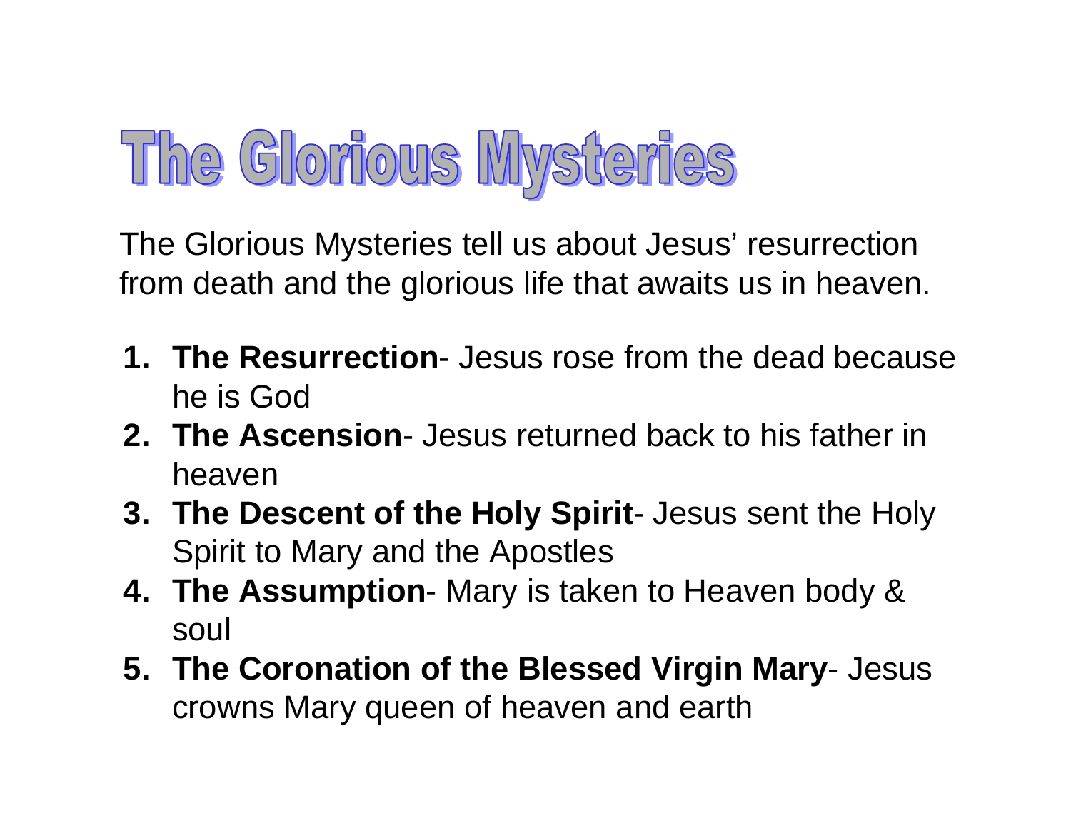# The Glorious Mysteries

The Glorious Mysteries tell us about Jesus' resurrection from death and the glorious life that awaits us in heaven.

1. **The Resurrection**- Jesus rose from the dead because he is God
2. **The Ascension**- Jesus returned back to his father in heaven
3. **The Descent of the Holy Spirit**- Jesus sent the Holy Spirit to Mary and the Apostles
4. **The Assumption**- Mary is taken to Heaven body & soul
5. **The Coronation of the Blessed Virgin Mary**- Jesus crowns Mary queen of heaven and earth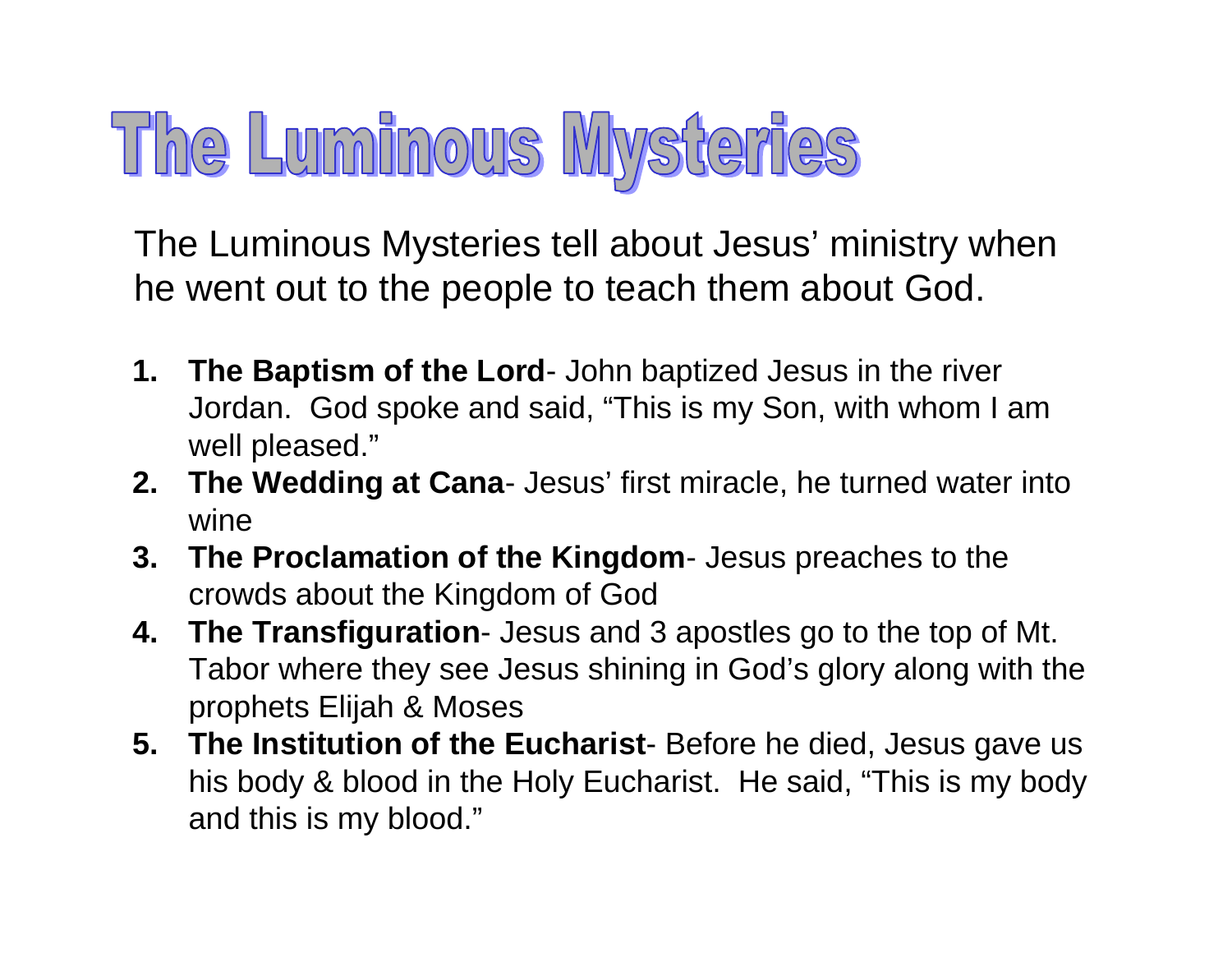# The Luminous Mysteries

The Luminous Mysteries tell about Jesus' ministry when he went out to the people to teach them about God.

1. **The Baptism of the Lord**- John baptized Jesus in the river Jordan. God spoke and said, "This is my Son, with whom I am well pleased."
2. **The Wedding at Cana**- Jesus' first miracle, he turned water into wine
3. **The Proclamation of the Kingdom**- Jesus preaches to the crowds about the Kingdom of God
4. **The Transfiguration**- Jesus and 3 apostles go to the top of Mt. Tabor where they see Jesus shining in God's glory along with the prophets Elijah & Moses
5. **The Institution of the Eucharist**- Before he died, Jesus gave us his body & blood in the Holy Eucharist. He said, "This is my body and this is my blood."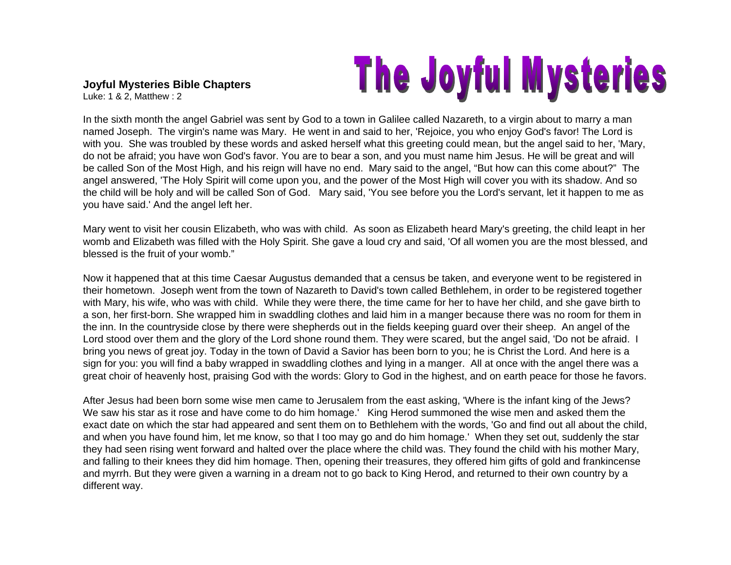# The Joyful Mysteries

**Joyful Mysteries Bible Chapters**
Luke: 1 & 2, Matthew : 2

In the sixth month the angel Gabriel was sent by God to a town in Galilee called Nazareth, to a virgin about to marry a man named Joseph. The virgin's name was Mary. He went in and said to her, 'Rejoice, you who enjoy God's favor! The Lord is with you. She was troubled by these words and asked herself what this greeting could mean, but the angel said to her, 'Mary, do not be afraid; you have won God's favor. You are to bear a son, and you must name him Jesus. He will be great and will be called Son of the Most High, and his reign will have no end. Mary said to the angel, "But how can this come about?" The angel answered, 'The Holy Spirit will come upon you, and the power of the Most High will cover you with its shadow. And so the child will be holy and will be called Son of God. Mary said, 'You see before you the Lord's servant, let it happen to me as you have said.' And the angel left her.

Mary went to visit her cousin Elizabeth, who was with child. As soon as Elizabeth heard Mary's greeting, the child leapt in her womb and Elizabeth was filled with the Holy Spirit. She gave a loud cry and said, 'Of all women you are the most blessed, and blessed is the fruit of your womb."

Now it happened that at this time Caesar Augustus demanded that a census be taken, and everyone went to be registered in their hometown. Joseph went from the town of Nazareth to David's town called Bethlehem, in order to be registered together with Mary, his wife, who was with child. While they were there, the time came for her to have her child, and she gave birth to a son, her first-born. She wrapped him in swaddling clothes and laid him in a manger because there was no room for them in the inn. In the countryside close by there were shepherds out in the fields keeping guard over their sheep. An angel of the Lord stood over them and the glory of the Lord shone round them. They were scared, but the angel said, 'Do not be afraid. I bring you news of great joy. Today in the town of David a Savior has been born to you; he is Christ the Lord. And here is a sign for you: you will find a baby wrapped in swaddling clothes and lying in a manger. All at once with the angel there was a great choir of heavenly host, praising God with the words: Glory to God in the highest, and on earth peace for those he favors.

After Jesus had been born some wise men came to Jerusalem from the east asking, 'Where is the infant king of the Jews? We saw his star as it rose and have come to do him homage.' King Herod summoned the wise men and asked them the exact date on which the star had appeared and sent them on to Bethlehem with the words, 'Go and find out all about the child, and when you have found him, let me know, so that I too may go and do him homage.' When they set out, suddenly the star they had seen rising went forward and halted over the place where the child was. They found the child with his mother Mary, and falling to their knees they did him homage. Then, opening their treasures, they offered him gifts of gold and frankincense and myrrh. But they were given a warning in a dream not to go back to King Herod, and returned to their own country by a different way.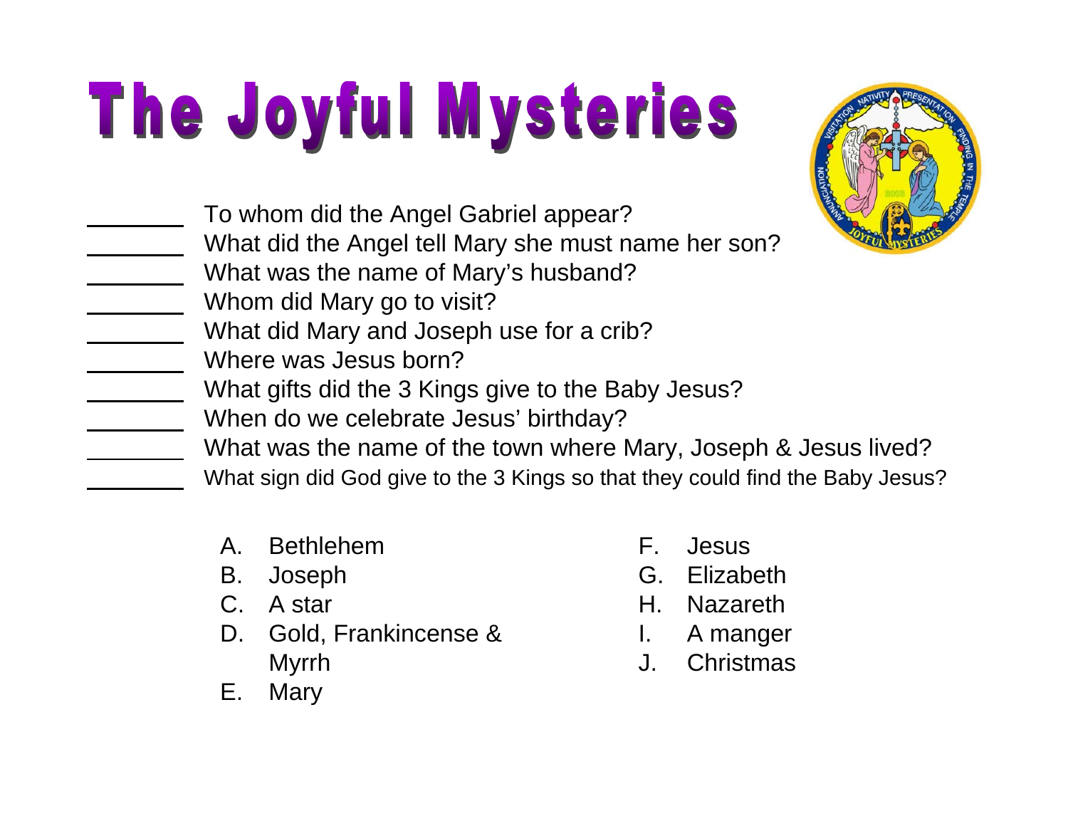# The Joyful Mysteries

_______ To whom did the Angel Gabriel appear?
_______ What did the Angel tell Mary she must name her son?
_______ What was the name of Mary's husband?
_______ Whom did Mary go to visit?
_______ What did Mary and Joseph use for a crib?
_______ Where was Jesus born?
_______ What gifts did the 3 Kings give to the Baby Jesus?
_______ When do we celebrate Jesus' birthday?
_______ What was the name of the town where Mary, Joseph & Jesus lived?
_______ What sign did God give to the 3 Kings so that they could find the Baby Jesus?

A. Bethlehem
B. Joseph
C. A star
D. Gold, Frankincense & Myrrh
E. Mary
F. Jesus
G. Elizabeth
H. Nazareth
I. A manger
J. Christmas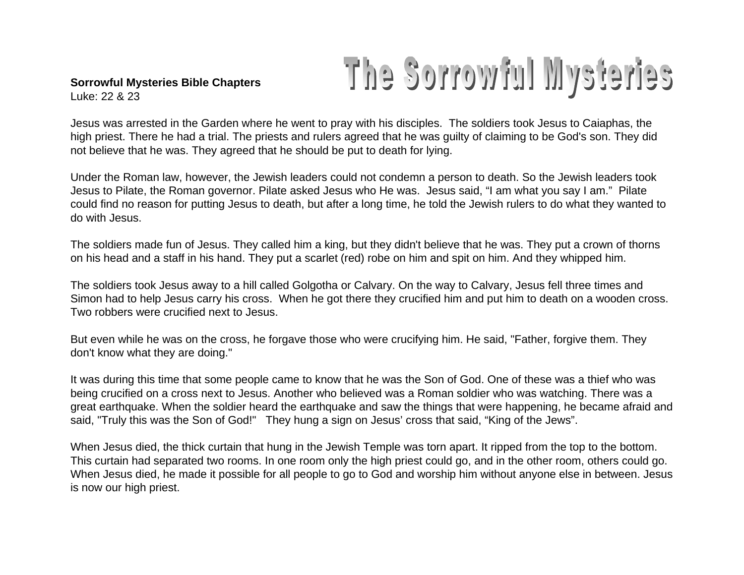# The Sorrowful Mysteries

**Sorrowful Mysteries Bible Chapters**
Luke: 22 & 23

Jesus was arrested in the Garden where he went to pray with his disciples. The soldiers took Jesus to Caiaphas, the high priest. There he had a trial. The priests and rulers agreed that he was guilty of claiming to be God's son. They did not believe that he was. They agreed that he should be put to death for lying.

Under the Roman law, however, the Jewish leaders could not condemn a person to death. So the Jewish leaders took Jesus to Pilate, the Roman governor. Pilate asked Jesus who He was. Jesus said, “I am what you say I am.” Pilate could find no reason for putting Jesus to death, but after a long time, he told the Jewish rulers to do what they wanted to do with Jesus.

The soldiers made fun of Jesus. They called him a king, but they didn't believe that he was. They put a crown of thorns on his head and a staff in his hand. They put a scarlet (red) robe on him and spit on him. And they whipped him.

The soldiers took Jesus away to a hill called Golgotha or Calvary. On the way to Calvary, Jesus fell three times and Simon had to help Jesus carry his cross. When he got there they crucified him and put him to death on a wooden cross. Two robbers were crucified next to Jesus.

But even while he was on the cross, he forgave those who were crucifying him. He said, "Father, forgive them. They don't know what they are doing."

It was during this time that some people came to know that he was the Son of God. One of these was a thief who was being crucified on a cross next to Jesus. Another who believed was a Roman soldier who was watching. There was a great earthquake. When the soldier heard the earthquake and saw the things that were happening, he became afraid and said, "Truly this was the Son of God!" They hung a sign on Jesus’ cross that said, “King of the Jews”.

When Jesus died, the thick curtain that hung in the Jewish Temple was torn apart. It ripped from the top to the bottom. This curtain had separated two rooms. In one room only the high priest could go, and in the other room, others could go. When Jesus died, he made it possible for all people to go to God and worship him without anyone else in between. Jesus is now our high priest.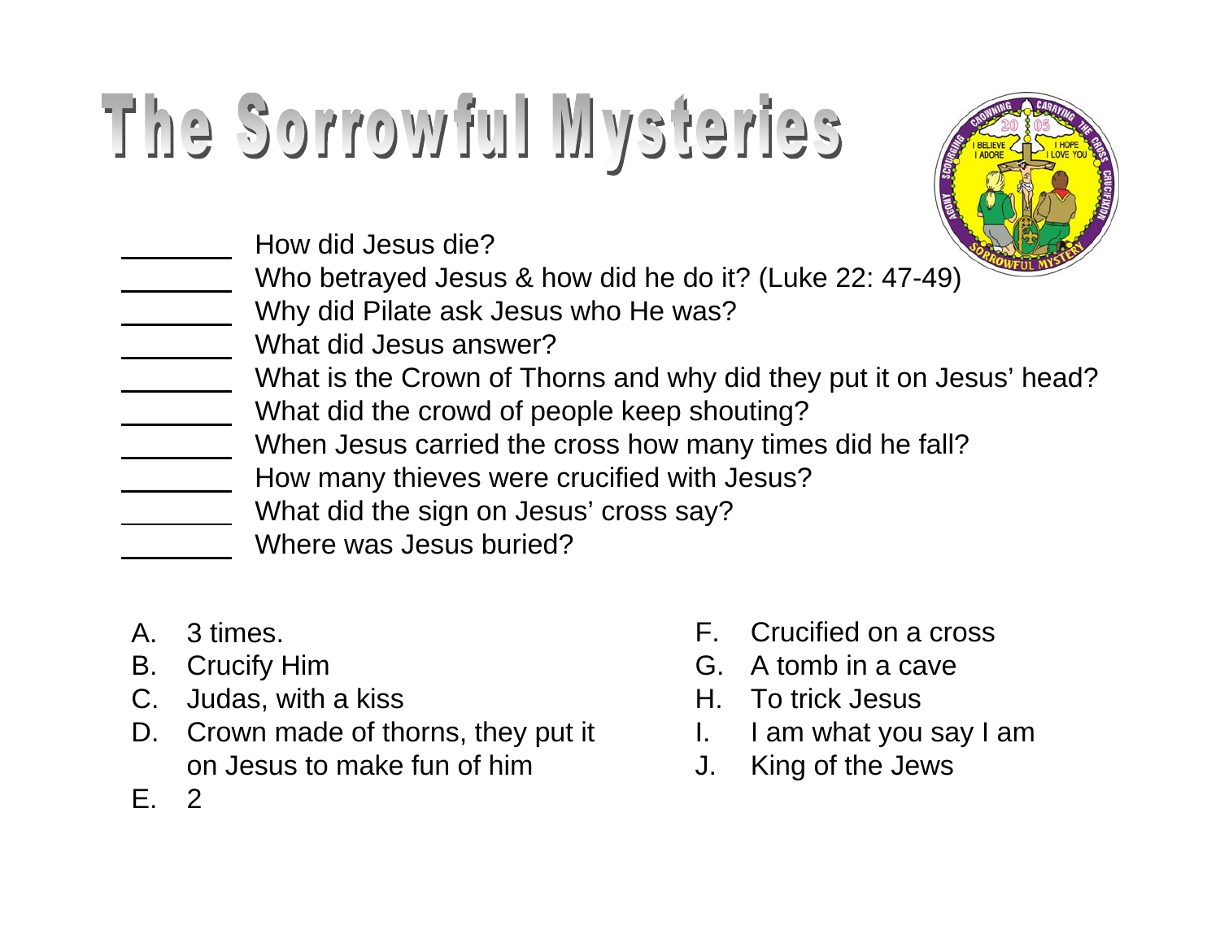# The Sorrowful Mysteries

_______ How did Jesus die?
_______ Who betrayed Jesus & how did he do it? (Luke 22: 47-49)
_______ Why did Pilate ask Jesus who He was?
_______ What did Jesus answer?
_______ What is the Crown of Thorns and why did they put it on Jesus' head?
_______ What did the crowd of people keep shouting?
_______ When Jesus carried the cross how many times did he fall?
_______ How many thieves were crucified with Jesus?
_______ What did the sign on Jesus' cross say?
_______ Where was Jesus buried?

A. 3 times.
B. Crucify Him
C. Judas, with a kiss
D. Crown made of thorns, they put it on Jesus to make fun of him
E. 2
F. Crucified on a cross
G. A tomb in a cave
H. To trick Jesus
I. I am what you say I am
J. King of the Jews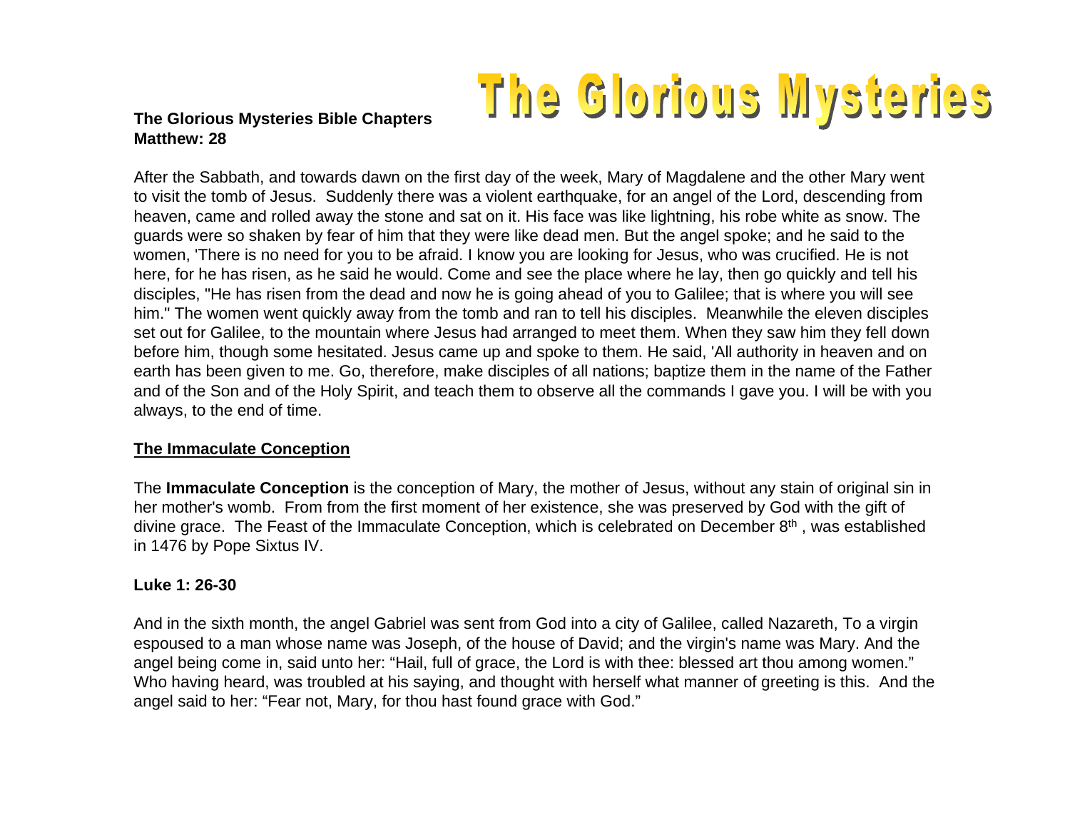# The Glorious Mysteries

**The Glorious Mysteries Bible Chapters**
**Matthew: 28**

After the Sabbath, and towards dawn on the first day of the week, Mary of Magdalene and the other Mary went to visit the tomb of Jesus. Suddenly there was a violent earthquake, for an angel of the Lord, descending from heaven, came and rolled away the stone and sat on it. His face was like lightning, his robe white as snow. The guards were so shaken by fear of him that they were like dead men. But the angel spoke; and he said to the women, 'There is no need for you to be afraid. I know you are looking for Jesus, who was crucified. He is not here, for he has risen, as he said he would. Come and see the place where he lay, then go quickly and tell his disciples, "He has risen from the dead and now he is going ahead of you to Galilee; that is where you will see him." The women went quickly away from the tomb and ran to tell his disciples. Meanwhile the eleven disciples set out for Galilee, to the mountain where Jesus had arranged to meet them. When they saw him they fell down before him, though some hesitated. Jesus came up and spoke to them. He said, 'All authority in heaven and on earth has been given to me. Go, therefore, make disciples of all nations; baptize them in the name of the Father and of the Son and of the Holy Spirit, and teach them to observe all the commands I gave you. I will be with you always, to the end of time.

## The Immaculate Conception

The **Immaculate Conception** is the conception of Mary, the mother of Jesus, without any stain of original sin in her mother's womb. From from the first moment of her existence, she was preserved by God with the gift of divine grace. The Feast of the Immaculate Conception, which is celebrated on December 8th , was established in 1476 by Pope Sixtus IV.

**Luke 1: 26-30**

And in the sixth month, the angel Gabriel was sent from God into a city of Galilee, called Nazareth, To a virgin espoused to a man whose name was Joseph, of the house of David; and the virgin's name was Mary. And the angel being come in, said unto her: "Hail, full of grace, the Lord is with thee: blessed art thou among women." Who having heard, was troubled at his saying, and thought with herself what manner of greeting is this. And the angel said to her: "Fear not, Mary, for thou hast found grace with God."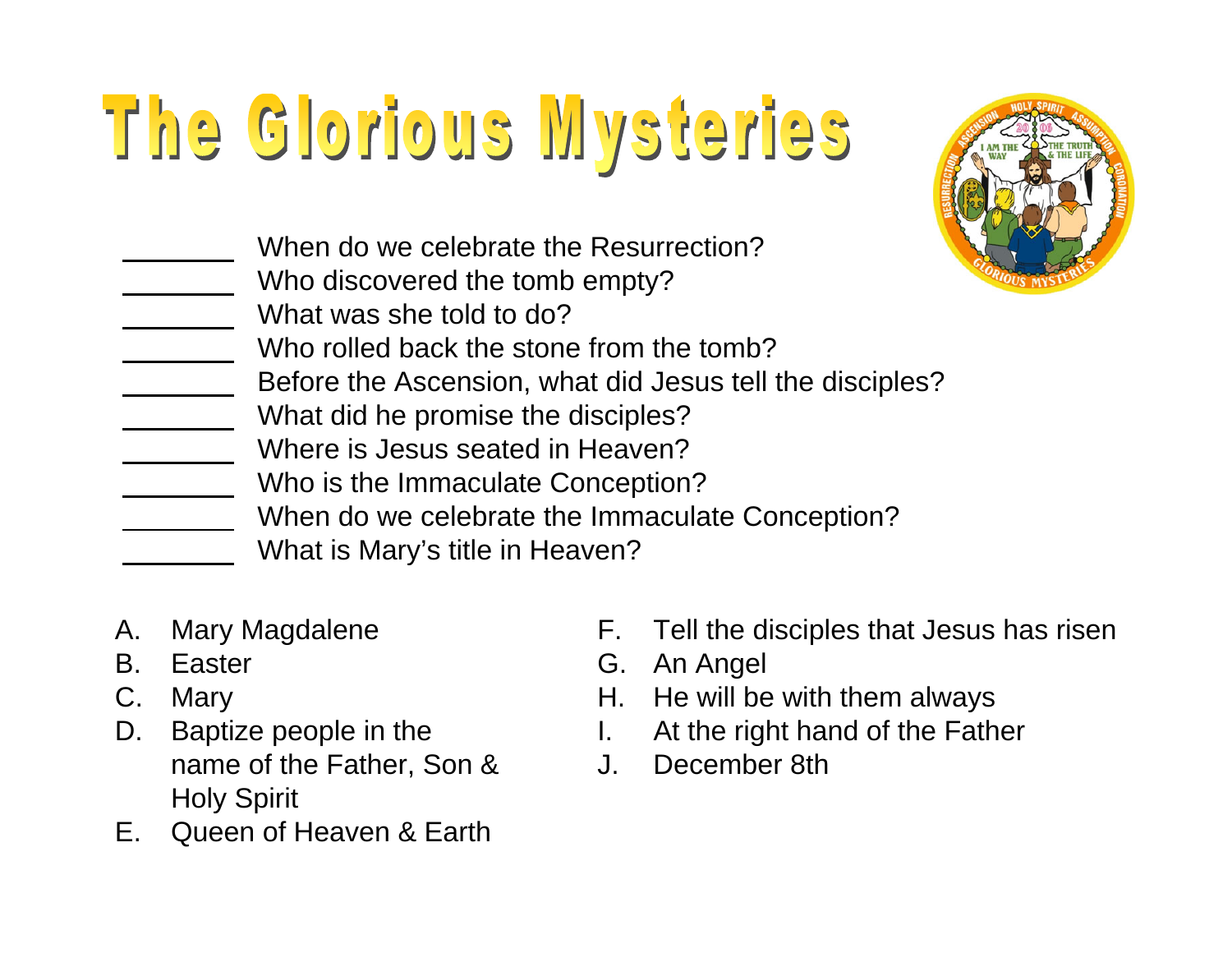# The Glorious Mysteries

_______ When do we celebrate the Resurrection?
_______ Who discovered the tomb empty?
_______ What was she told to do?
_______ Who rolled back the stone from the tomb?
_______ Before the Ascension, what did Jesus tell the disciples?
_______ What did he promise the disciples?
_______ Where is Jesus seated in Heaven?
_______ Who is the Immaculate Conception?
_______ When do we celebrate the Immaculate Conception?
_______ What is Mary's title in Heaven?

A. Mary Magdalene
B. Easter
C. Mary
D. Baptize people in the name of the Father, Son & Holy Spirit
E. Queen of Heaven & Earth
F. Tell the disciples that Jesus has risen
G. An Angel
H. He will be with them always
I. At the right hand of the Father
J. December 8th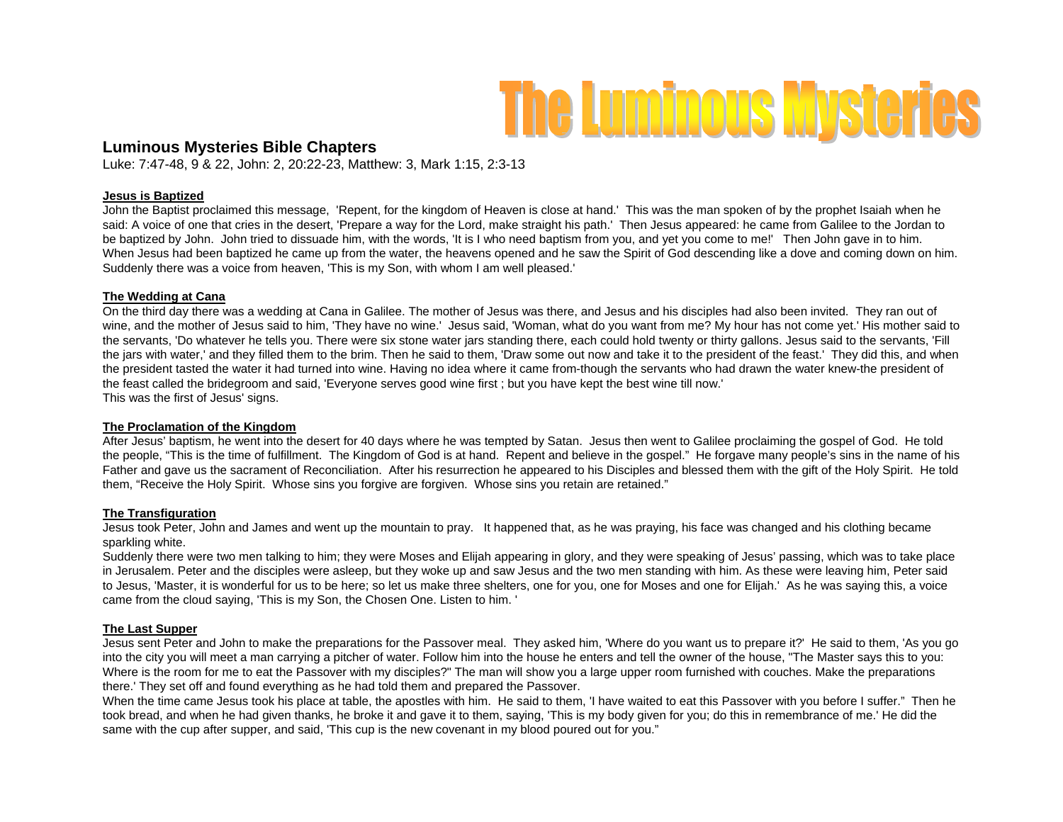# The Luminous Mysteries

## Luminous Mysteries Bible Chapters

Luke: 7:47-48, 9 & 22, John: 2, 20:22-23, Matthew: 3, Mark 1:15, 2:3-13

**Jesus is Baptized**

John the Baptist proclaimed this message, 'Repent, for the kingdom of Heaven is close at hand.' This was the man spoken of by the prophet Isaiah when he said: A voice of one that cries in the desert, 'Prepare a way for the Lord, make straight his path.' Then Jesus appeared: he came from Galilee to the Jordan to be baptized by John. John tried to dissuade him, with the words, 'It is I who need baptism from you, and yet you come to me!' Then John gave in to him. When Jesus had been baptized he came up from the water, the heavens opened and he saw the Spirit of God descending like a dove and coming down on him. Suddenly there was a voice from heaven, 'This is my Son, with whom I am well pleased.'

**The Wedding at Cana**

On the third day there was a wedding at Cana in Galilee. The mother of Jesus was there, and Jesus and his disciples had also been invited. They ran out of wine, and the mother of Jesus said to him, 'They have no wine.' Jesus said, 'Woman, what do you want from me? My hour has not come yet.' His mother said to the servants, 'Do whatever he tells you. There were six stone water jars standing there, each could hold twenty or thirty gallons. Jesus said to the servants, 'Fill the jars with water,' and they filled them to the brim. Then he said to them, 'Draw some out now and take it to the president of the feast.' They did this, and when the president tasted the water it had turned into wine. Having no idea where it came from-though the servants who had drawn the water knew-the president of the feast called the bridegroom and said, 'Everyone serves good wine first ; but you have kept the best wine till now.'
This was the first of Jesus' signs.

**The Proclamation of the Kingdom**

After Jesus' baptism, he went into the desert for 40 days where he was tempted by Satan. Jesus then went to Galilee proclaiming the gospel of God. He told the people, "This is the time of fulfillment. The Kingdom of God is at hand. Repent and believe in the gospel." He forgave many people's sins in the name of his Father and gave us the sacrament of Reconciliation. After his resurrection he appeared to his Disciples and blessed them with the gift of the Holy Spirit. He told them, "Receive the Holy Spirit. Whose sins you forgive are forgiven. Whose sins you retain are retained."

**The Transfiguration**

Jesus took Peter, John and James and went up the mountain to pray. It happened that, as he was praying, his face was changed and his clothing became sparkling white.
Suddenly there were two men talking to him; they were Moses and Elijah appearing in glory, and they were speaking of Jesus' passing, which was to take place in Jerusalem. Peter and the disciples were asleep, but they woke up and saw Jesus and the two men standing with him. As these were leaving him, Peter said to Jesus, 'Master, it is wonderful for us to be here; so let us make three shelters, one for you, one for Moses and one for Elijah.' As he was saying this, a voice came from the cloud saying, 'This is my Son, the Chosen One. Listen to him. '

**The Last Supper**

Jesus sent Peter and John to make the preparations for the Passover meal. They asked him, 'Where do you want us to prepare it?' He said to them, 'As you go into the city you will meet a man carrying a pitcher of water. Follow him into the house he enters and tell the owner of the house, "The Master says this to you: Where is the room for me to eat the Passover with my disciples?" The man will show you a large upper room furnished with couches. Make the preparations there.' They set off and found everything as he had told them and prepared the Passover.
When the time came Jesus took his place at table, the apostles with him. He said to them, 'I have waited to eat this Passover with you before I suffer." Then he took bread, and when he had given thanks, he broke it and gave it to them, saying, 'This is my body given for you; do this in remembrance of me.' He did the same with the cup after supper, and said, 'This cup is the new covenant in my blood poured out for you."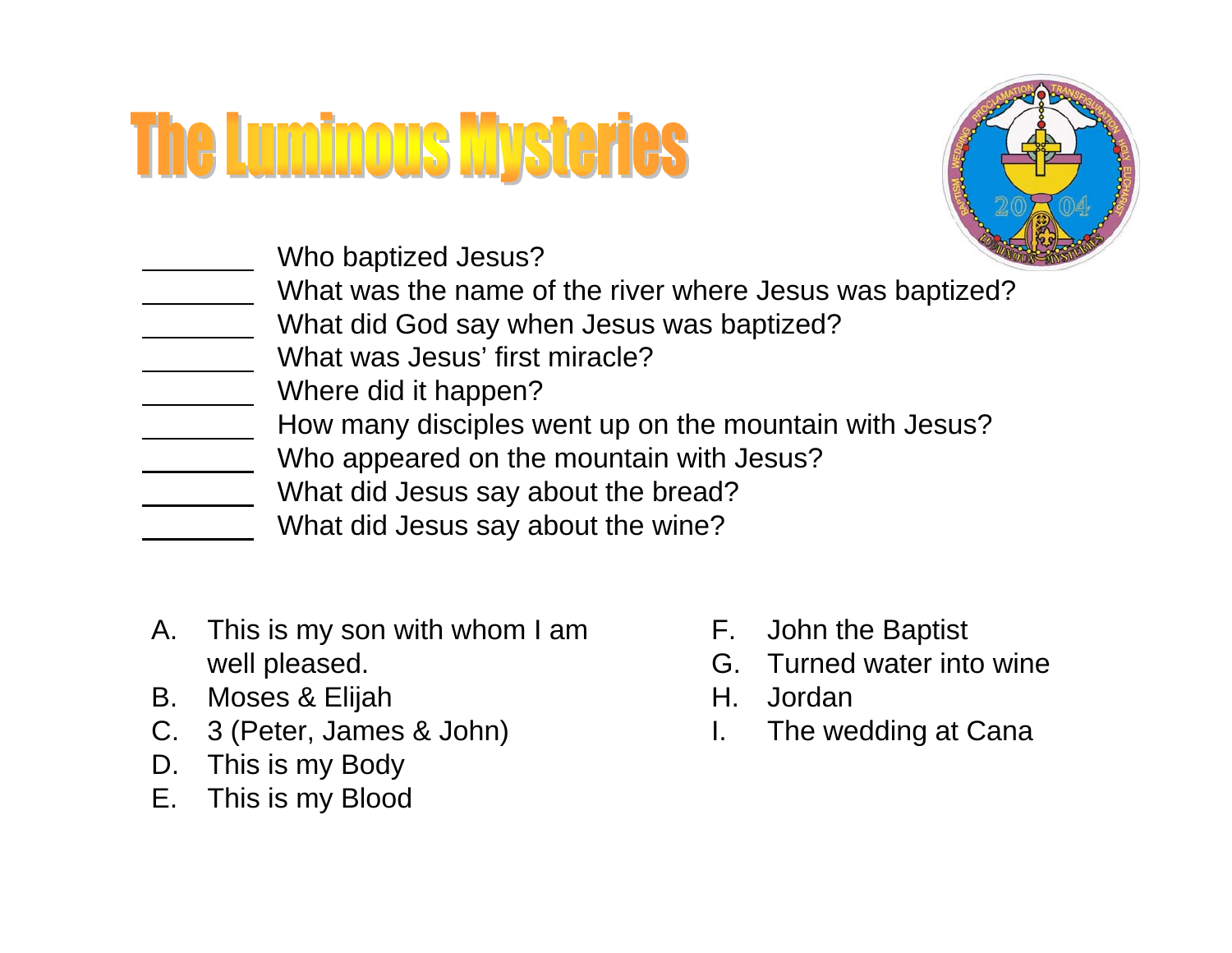# The Luminous Mysteries

_______ Who baptized Jesus?

_______ What was the name of the river where Jesus was baptized?

_______ What did God say when Jesus was baptized?

_______ What was Jesus' first miracle?

_______ Where did it happen?

_______ How many disciples went up on the mountain with Jesus?

_______ Who appeared on the mountain with Jesus?

_______ What did Jesus say about the bread?

_______ What did Jesus say about the wine?

A. This is my son with whom I am well pleased.
B. Moses & Elijah
C. 3 (Peter, James & John)
D. This is my Body
E. This is my Blood
F. John the Baptist
G. Turned water into wine
H. Jordan
I. The wedding at Cana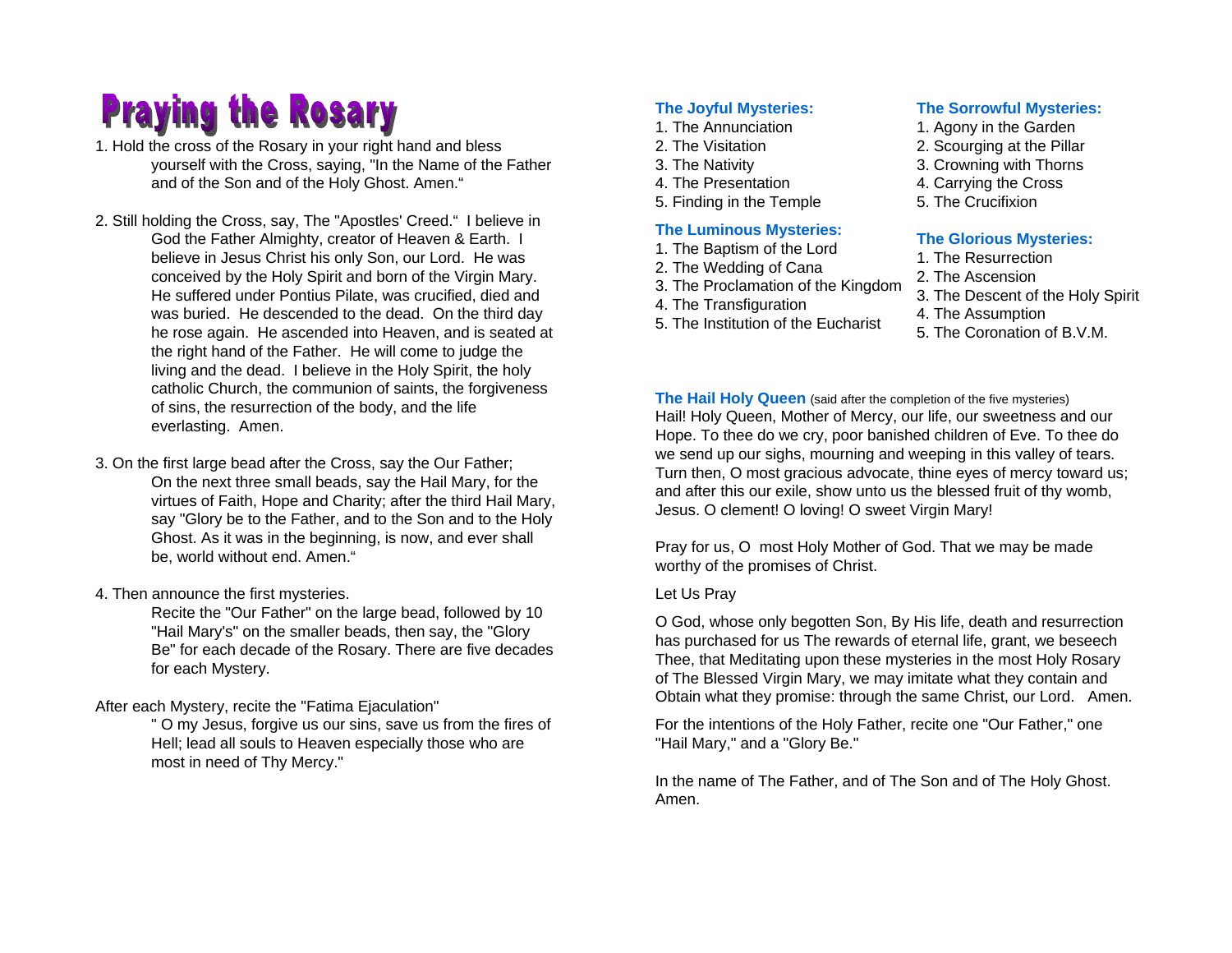# Praying the Rosary

1. Hold the cross of the Rosary in your right hand and bless yourself with the Cross, saying, "In the Name of the Father and of the Son and of the Holy Ghost. Amen."

2. Still holding the Cross, say, The "Apostles' Creed." I believe in God the Father Almighty, creator of Heaven & Earth. I believe in Jesus Christ his only Son, our Lord. He was conceived by the Holy Spirit and born of the Virgin Mary. He suffered under Pontius Pilate, was crucified, died and was buried. He descended to the dead. On the third day he rose again. He ascended into Heaven, and is seated at the right hand of the Father. He will come to judge the living and the dead. I believe in the Holy Spirit, the holy catholic Church, the communion of saints, the forgiveness of sins, the resurrection of the body, and the life everlasting. Amen.

3. On the first large bead after the Cross, say the Our Father; On the next three small beads, say the Hail Mary, for the virtues of Faith, Hope and Charity; after the third Hail Mary, say "Glory be to the Father, and to the Son and to the Holy Ghost. As it was in the beginning, is now, and ever shall be, world without end. Amen."

4. Then announce the first mysteries. Recite the "Our Father" on the large bead, followed by 10 "Hail Mary's" on the smaller beads, then say, the "Glory Be" for each decade of the Rosary. There are five decades for each Mystery.

After each Mystery, recite the "Fatima Ejaculation"
" O my Jesus, forgive us our sins, save us from the fires of Hell; lead all souls to Heaven especially those who are most in need of Thy Mercy."

**The Joyful Mysteries:**
1. The Annunciation
2. The Visitation
3. The Nativity
4. The Presentation
5. Finding in the Temple

**The Luminous Mysteries:**
1. The Baptism of the Lord
2. The Wedding of Cana
3. The Proclamation of the Kingdom
4. The Transfiguration
5. The Institution of the Eucharist

**The Sorrowful Mysteries:**
1. Agony in the Garden
2. Scourging at the Pillar
3. Crowning with Thorns
4. Carrying the Cross
5. The Crucifixion

**The Glorious Mysteries:**
1. The Resurrection
2. The Ascension
3. The Descent of the Holy Spirit
4. The Assumption
5. The Coronation of B.V.M.

**The Hail Holy Queen** (said after the completion of the five mysteries)
Hail! Holy Queen, Mother of Mercy, our life, our sweetness and our Hope. To thee do we cry, poor banished children of Eve. To thee do we send up our sighs, mourning and weeping in this valley of tears. Turn then, O most gracious advocate, thine eyes of mercy toward us; and after this our exile, show unto us the blessed fruit of thy womb, Jesus. O clement! O loving! O sweet Virgin Mary!

Pray for us, O most Holy Mother of God. That we may be made worthy of the promises of Christ.

Let Us Pray

O God, whose only begotten Son, By His life, death and resurrection has purchased for us The rewards of eternal life, grant, we beseech Thee, that Meditating upon these mysteries in the most Holy Rosary of The Blessed Virgin Mary, we may imitate what they contain and Obtain what they promise: through the same Christ, our Lord. Amen.

For the intentions of the Holy Father, recite one "Our Father," one "Hail Mary," and a "Glory Be."

In the name of The Father, and of The Son and of The Holy Ghost. Amen.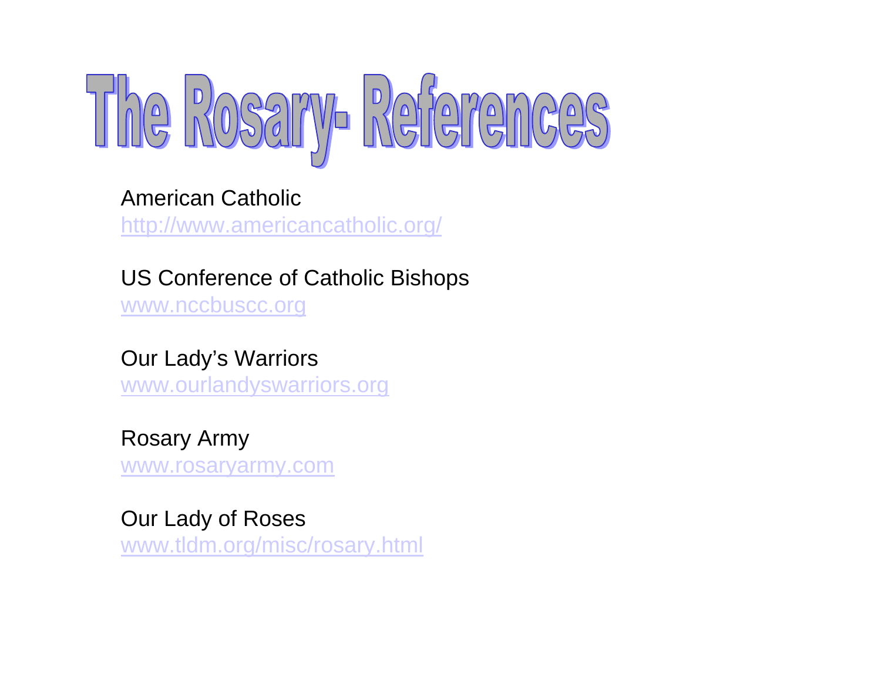# The Rosary- References

American Catholic
http://www.americancatholic.org/

US Conference of Catholic Bishops
www.nccbuscc.org

Our Lady's Warriors
www.ourlandyswarriors.org

Rosary Army
www.rosaryarmy.com

Our Lady of Roses
www.tldm.org/misc/rosary.html